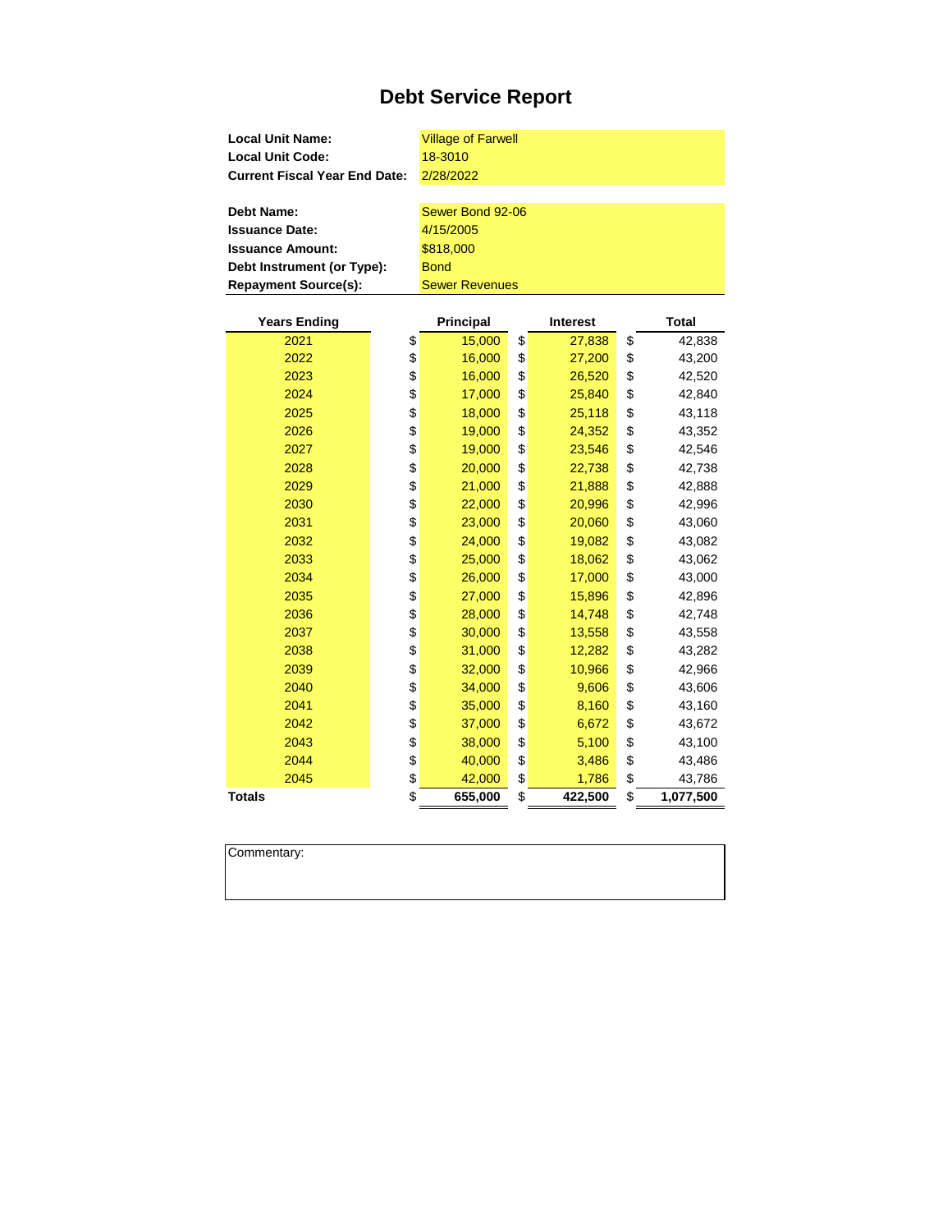# Debt Service Report

| | |
|---|---|
| **Local Unit Name:** | Village of Farwell |
| **Local Unit Code:** | 18-3010 |
| **Current Fiscal Year End Date:** | 2/28/2022 |

| | |
|---|---|
| **Debt Name:** | Sewer Bond 92-06 |
| **Issuance Date:** | 4/15/2005 |
| **Issuance Amount:** | $818,000 |
| **Debt Instrument (or Type):** | Bond |
| **Repayment Source(s):** | Sewer Revenues |

| Years Ending | Principal | Interest | Total |
|---|---|---|---|
| 2021 | $ 15,000 | $ 27,838 | $ 42,838 |
| 2022 | $ 16,000 | $ 27,200 | $ 43,200 |
| 2023 | $ 16,000 | $ 26,520 | $ 42,520 |
| 2024 | $ 17,000 | $ 25,840 | $ 42,840 |
| 2025 | $ 18,000 | $ 25,118 | $ 43,118 |
| 2026 | $ 19,000 | $ 24,352 | $ 43,352 |
| 2027 | $ 19,000 | $ 23,546 | $ 42,546 |
| 2028 | $ 20,000 | $ 22,738 | $ 42,738 |
| 2029 | $ 21,000 | $ 21,888 | $ 42,888 |
| 2030 | $ 22,000 | $ 20,996 | $ 42,996 |
| 2031 | $ 23,000 | $ 20,060 | $ 43,060 |
| 2032 | $ 24,000 | $ 19,082 | $ 43,082 |
| 2033 | $ 25,000 | $ 18,062 | $ 43,062 |
| 2034 | $ 26,000 | $ 17,000 | $ 43,000 |
| 2035 | $ 27,000 | $ 15,896 | $ 42,896 |
| 2036 | $ 28,000 | $ 14,748 | $ 42,748 |
| 2037 | $ 30,000 | $ 13,558 | $ 43,558 |
| 2038 | $ 31,000 | $ 12,282 | $ 43,282 |
| 2039 | $ 32,000 | $ 10,966 | $ 42,966 |
| 2040 | $ 34,000 | $ 9,606 | $ 43,606 |
| 2041 | $ 35,000 | $ 8,160 | $ 43,160 |
| 2042 | $ 37,000 | $ 6,672 | $ 43,672 |
| 2043 | $ 38,000 | $ 5,100 | $ 43,100 |
| 2044 | $ 40,000 | $ 3,486 | $ 43,486 |
| 2045 | $ 42,000 | $ 1,786 | $ 43,786 |
| **Totals** | $ **655,000** | $ **422,500** | $ **1,077,500** |

Commentary: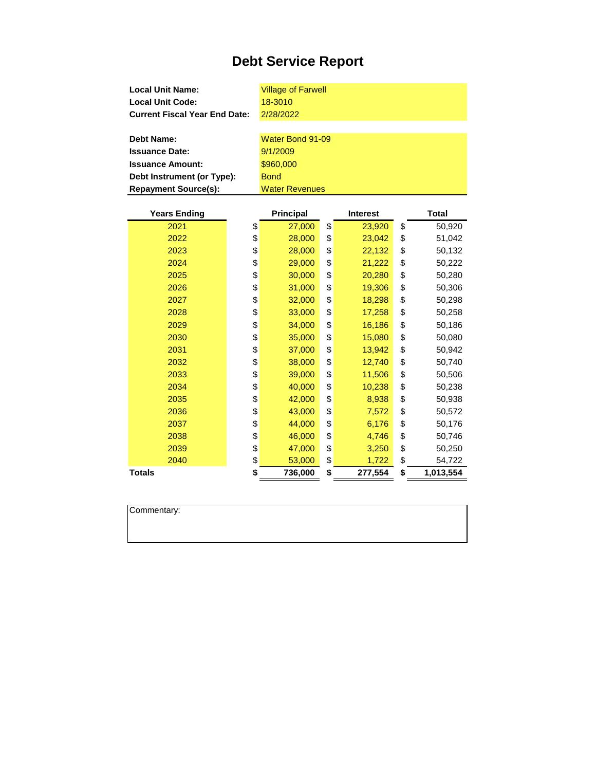# Debt Service Report

| | |
|---|---|
| **Local Unit Name:** | Village of Farwell |
| **Local Unit Code:** | 18-3010 |
| **Current Fiscal Year End Date:** | 2/28/2022 |

| | |
|---|---|
| **Debt Name:** | Water Bond 91-09 |
| **Issuance Date:** | 9/1/2009 |
| **Issuance Amount:** | $960,000 |
| **Debt Instrument (or Type):** | Bond |
| **Repayment Source(s):** | Water Revenues |

| Years Ending | Principal | Interest | Total |
|---|---|---|---|
| 2021 | $ 27,000 | $ 23,920 | $ 50,920 |
| 2022 | $ 28,000 | $ 23,042 | $ 51,042 |
| 2023 | $ 28,000 | $ 22,132 | $ 50,132 |
| 2024 | $ 29,000 | $ 21,222 | $ 50,222 |
| 2025 | $ 30,000 | $ 20,280 | $ 50,280 |
| 2026 | $ 31,000 | $ 19,306 | $ 50,306 |
| 2027 | $ 32,000 | $ 18,298 | $ 50,298 |
| 2028 | $ 33,000 | $ 17,258 | $ 50,258 |
| 2029 | $ 34,000 | $ 16,186 | $ 50,186 |
| 2030 | $ 35,000 | $ 15,080 | $ 50,080 |
| 2031 | $ 37,000 | $ 13,942 | $ 50,942 |
| 2032 | $ 38,000 | $ 12,740 | $ 50,740 |
| 2033 | $ 39,000 | $ 11,506 | $ 50,506 |
| 2034 | $ 40,000 | $ 10,238 | $ 50,238 |
| 2035 | $ 42,000 | $ 8,938 | $ 50,938 |
| 2036 | $ 43,000 | $ 7,572 | $ 50,572 |
| 2037 | $ 44,000 | $ 6,176 | $ 50,176 |
| 2038 | $ 46,000 | $ 4,746 | $ 50,746 |
| 2039 | $ 47,000 | $ 3,250 | $ 50,250 |
| 2040 | $ 53,000 | $ 1,722 | $ 54,722 |
| **Totals** | **$ 736,000** | **$ 277,554** | **$ 1,013,554** |

Commentary: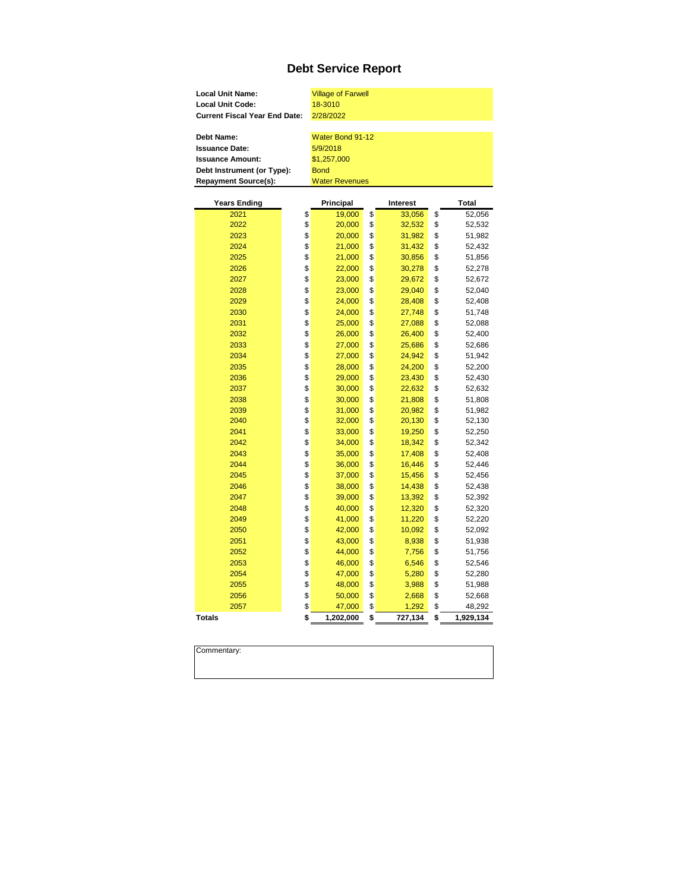# Debt Service Report

| | |
|---|---|
| **Local Unit Name:** | Village of Farwell |
| **Local Unit Code:** | 18-3010 |
| **Current Fiscal Year End Date:** | 2/28/2022 |

| | |
|---|---|
| **Debt Name:** | Water Bond 91-12 |
| **Issuance Date:** | 5/9/2018 |
| **Issuance Amount:** | $1,257,000 |
| **Debt Instrument (or Type):** | Bond |
| **Repayment Source(s):** | Water Revenues |

| Years Ending | Principal | Interest | Total |
|---|---|---|---|
| 2021 | $ 19,000 | $ 33,056 | $ 52,056 |
| 2022 | $ 20,000 | $ 32,532 | $ 52,532 |
| 2023 | $ 20,000 | $ 31,982 | $ 51,982 |
| 2024 | $ 21,000 | $ 31,432 | $ 52,432 |
| 2025 | $ 21,000 | $ 30,856 | $ 51,856 |
| 2026 | $ 22,000 | $ 30,278 | $ 52,278 |
| 2027 | $ 23,000 | $ 29,672 | $ 52,672 |
| 2028 | $ 23,000 | $ 29,040 | $ 52,040 |
| 2029 | $ 24,000 | $ 28,408 | $ 52,408 |
| 2030 | $ 24,000 | $ 27,748 | $ 51,748 |
| 2031 | $ 25,000 | $ 27,088 | $ 52,088 |
| 2032 | $ 26,000 | $ 26,400 | $ 52,400 |
| 2033 | $ 27,000 | $ 25,686 | $ 52,686 |
| 2034 | $ 27,000 | $ 24,942 | $ 51,942 |
| 2035 | $ 28,000 | $ 24,200 | $ 52,200 |
| 2036 | $ 29,000 | $ 23,430 | $ 52,430 |
| 2037 | $ 30,000 | $ 22,632 | $ 52,632 |
| 2038 | $ 30,000 | $ 21,808 | $ 51,808 |
| 2039 | $ 31,000 | $ 20,982 | $ 51,982 |
| 2040 | $ 32,000 | $ 20,130 | $ 52,130 |
| 2041 | $ 33,000 | $ 19,250 | $ 52,250 |
| 2042 | $ 34,000 | $ 18,342 | $ 52,342 |
| 2043 | $ 35,000 | $ 17,408 | $ 52,408 |
| 2044 | $ 36,000 | $ 16,446 | $ 52,446 |
| 2045 | $ 37,000 | $ 15,456 | $ 52,456 |
| 2046 | $ 38,000 | $ 14,438 | $ 52,438 |
| 2047 | $ 39,000 | $ 13,392 | $ 52,392 |
| 2048 | $ 40,000 | $ 12,320 | $ 52,320 |
| 2049 | $ 41,000 | $ 11,220 | $ 52,220 |
| 2050 | $ 42,000 | $ 10,092 | $ 52,092 |
| 2051 | $ 43,000 | $ 8,938 | $ 51,938 |
| 2052 | $ 44,000 | $ 7,756 | $ 51,756 |
| 2053 | $ 46,000 | $ 6,546 | $ 52,546 |
| 2054 | $ 47,000 | $ 5,280 | $ 52,280 |
| 2055 | $ 48,000 | $ 3,988 | $ 51,988 |
| 2056 | $ 50,000 | $ 2,668 | $ 52,668 |
| 2057 | $ 47,000 | $ 1,292 | $ 48,292 |
| **Totals** | **$ 1,202,000** | **$ 727,134** | **$ 1,929,134** |

Commentary: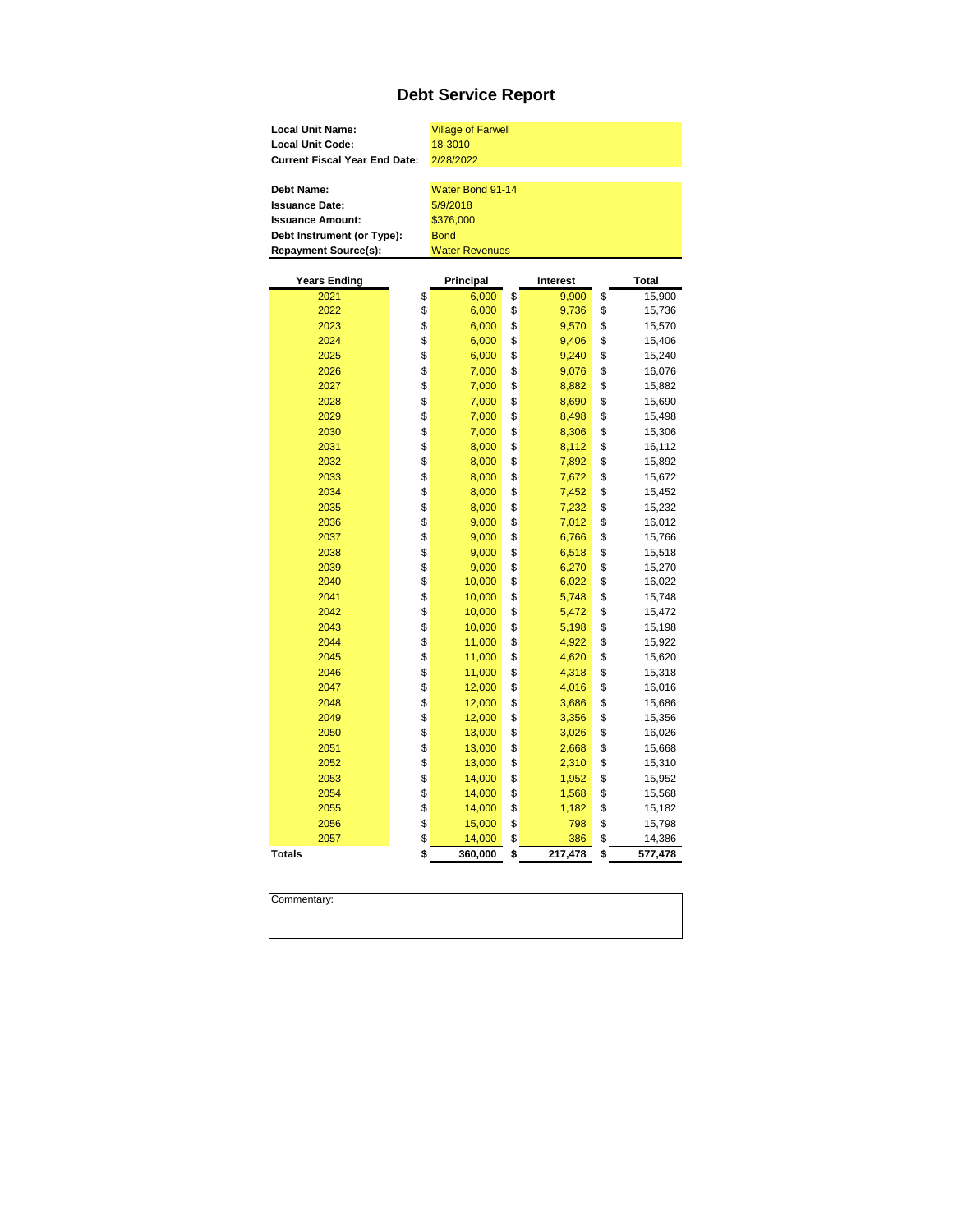# Debt Service Report

| | |
|---|---|
| **Local Unit Name:** | Village of Farwell |
| **Local Unit Code:** | 18-3010 |
| **Current Fiscal Year End Date:** | 2/28/2022 |

| | |
|---|---|
| **Debt Name:** | Water Bond 91-14 |
| **Issuance Date:** | 5/9/2018 |
| **Issuance Amount:** | $376,000 |
| **Debt Instrument (or Type):** | Bond |
| **Repayment Source(s):** | Water Revenues |

| Years Ending | Principal | Interest | Total |
|---|---|---|---|
| 2021 | $ 6,000 | $ 9,900 | $ 15,900 |
| 2022 | $ 6,000 | $ 9,736 | $ 15,736 |
| 2023 | $ 6,000 | $ 9,570 | $ 15,570 |
| 2024 | $ 6,000 | $ 9,406 | $ 15,406 |
| 2025 | $ 6,000 | $ 9,240 | $ 15,240 |
| 2026 | $ 7,000 | $ 9,076 | $ 16,076 |
| 2027 | $ 7,000 | $ 8,882 | $ 15,882 |
| 2028 | $ 7,000 | $ 8,690 | $ 15,690 |
| 2029 | $ 7,000 | $ 8,498 | $ 15,498 |
| 2030 | $ 7,000 | $ 8,306 | $ 15,306 |
| 2031 | $ 8,000 | $ 8,112 | $ 16,112 |
| 2032 | $ 8,000 | $ 7,892 | $ 15,892 |
| 2033 | $ 8,000 | $ 7,672 | $ 15,672 |
| 2034 | $ 8,000 | $ 7,452 | $ 15,452 |
| 2035 | $ 8,000 | $ 7,232 | $ 15,232 |
| 2036 | $ 9,000 | $ 7,012 | $ 16,012 |
| 2037 | $ 9,000 | $ 6,766 | $ 15,766 |
| 2038 | $ 9,000 | $ 6,518 | $ 15,518 |
| 2039 | $ 9,000 | $ 6,270 | $ 15,270 |
| 2040 | $ 10,000 | $ 6,022 | $ 16,022 |
| 2041 | $ 10,000 | $ 5,748 | $ 15,748 |
| 2042 | $ 10,000 | $ 5,472 | $ 15,472 |
| 2043 | $ 10,000 | $ 5,198 | $ 15,198 |
| 2044 | $ 11,000 | $ 4,922 | $ 15,922 |
| 2045 | $ 11,000 | $ 4,620 | $ 15,620 |
| 2046 | $ 11,000 | $ 4,318 | $ 15,318 |
| 2047 | $ 12,000 | $ 4,016 | $ 16,016 |
| 2048 | $ 12,000 | $ 3,686 | $ 15,686 |
| 2049 | $ 12,000 | $ 3,356 | $ 15,356 |
| 2050 | $ 13,000 | $ 3,026 | $ 16,026 |
| 2051 | $ 13,000 | $ 2,668 | $ 15,668 |
| 2052 | $ 13,000 | $ 2,310 | $ 15,310 |
| 2053 | $ 14,000 | $ 1,952 | $ 15,952 |
| 2054 | $ 14,000 | $ 1,568 | $ 15,568 |
| 2055 | $ 14,000 | $ 1,182 | $ 15,182 |
| 2056 | $ 15,000 | $ 798 | $ 15,798 |
| 2057 | $ 14,000 | $ 386 | $ 14,386 |
| **Totals** | **$ 360,000** | **$ 217,478** | **$ 577,478** |

Commentary: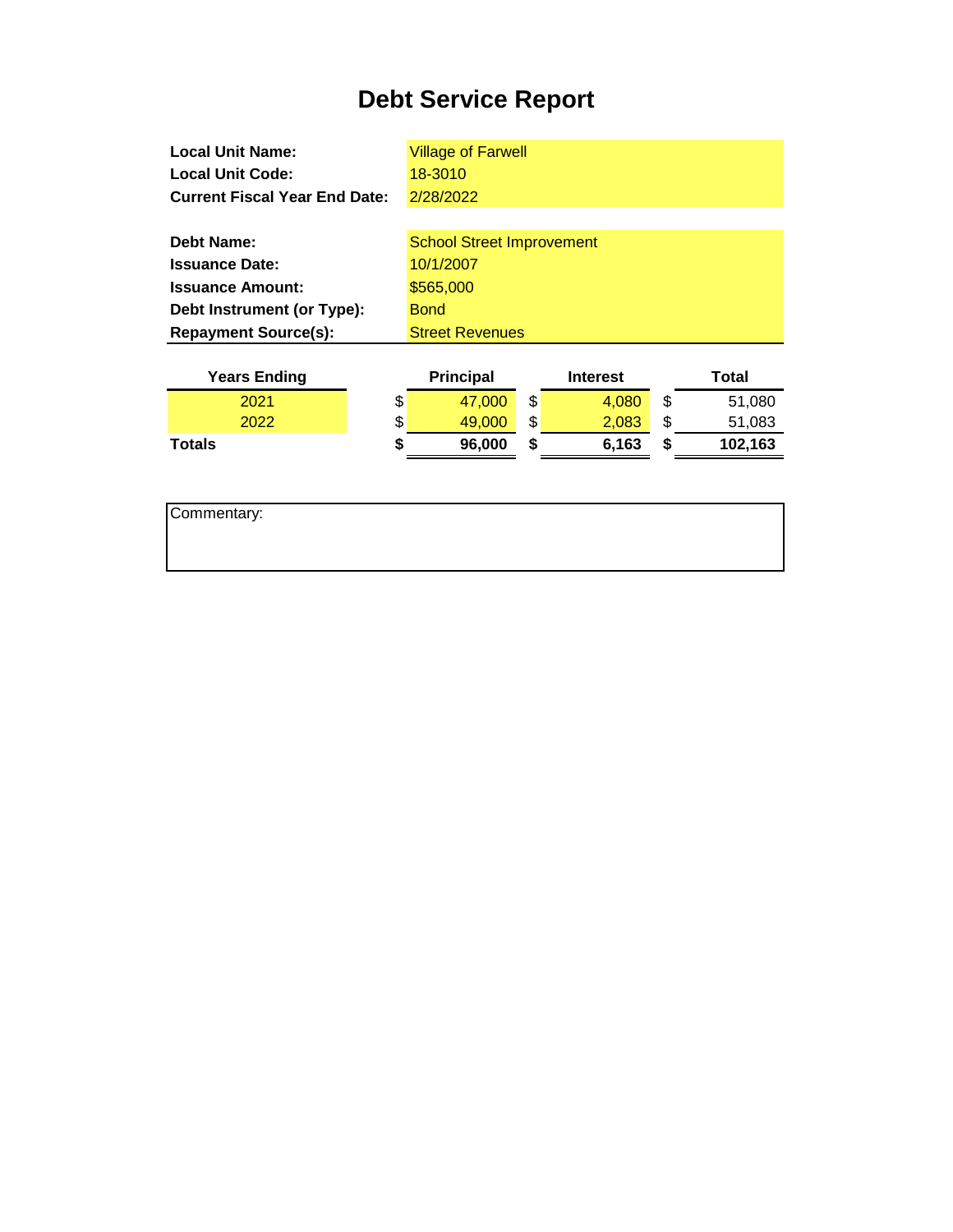# Debt Service Report

| | |
|---|---|
| **Local Unit Name:** | Village of Farwell |
| **Local Unit Code:** | 18-3010 |
| **Current Fiscal Year End Date:** | 2/28/2022 |

| | |
|---|---|
| **Debt Name:** | School Street Improvement |
| **Issuance Date:** | 10/1/2007 |
| **Issuance Amount:** | $565,000 |
| **Debt Instrument (or Type):** | Bond |
| **Repayment Source(s):** | Street Revenues |

| Years Ending | Principal | Interest | Total |
|---|---|---|---|
| 2021 | $ 47,000 | $ 4,080 | $ 51,080 |
| 2022 | $ 49,000 | $ 2,083 | $ 51,083 |
| **Totals** | **$ 96,000** | **$ 6,163** | **$ 102,163** |

Commentary: